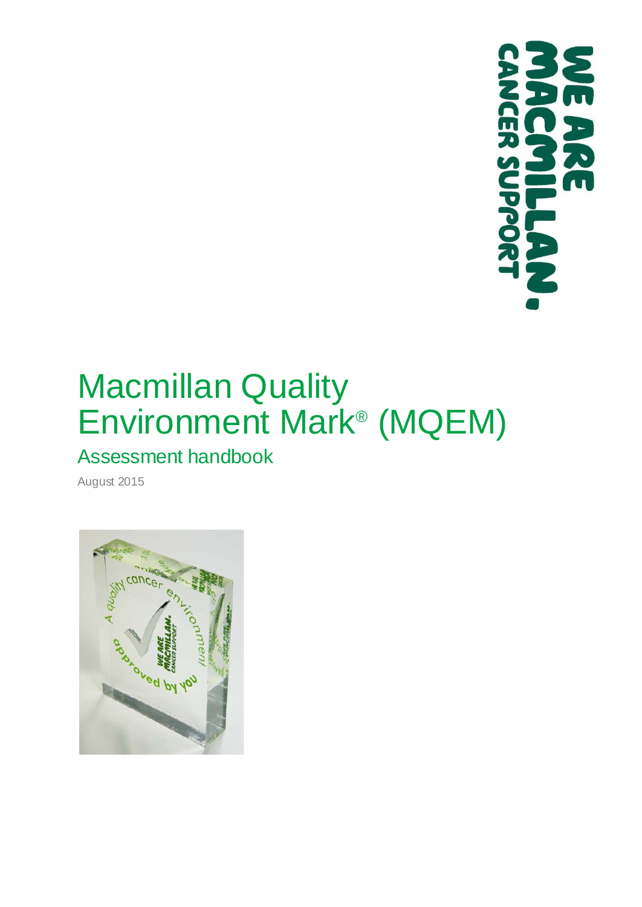# Macmillan Quality Environment Mark® (MQEM)

## Assessment handbook

August 2015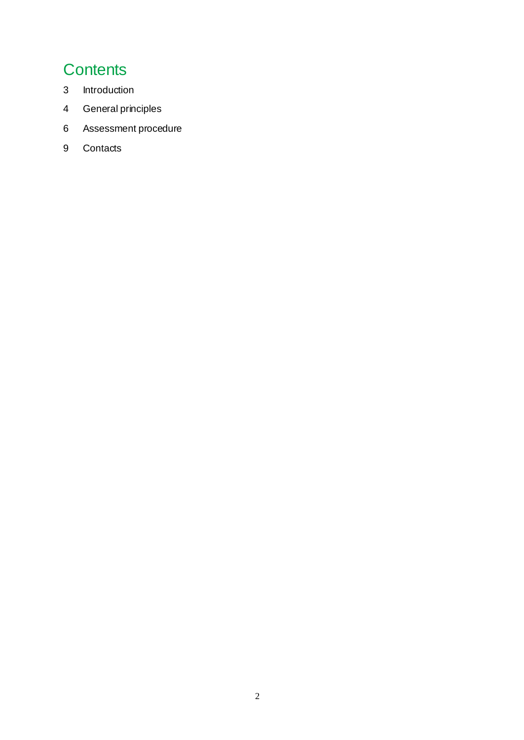# Contents

3 Introduction

4 General principles

6 Assessment procedure

9 Contacts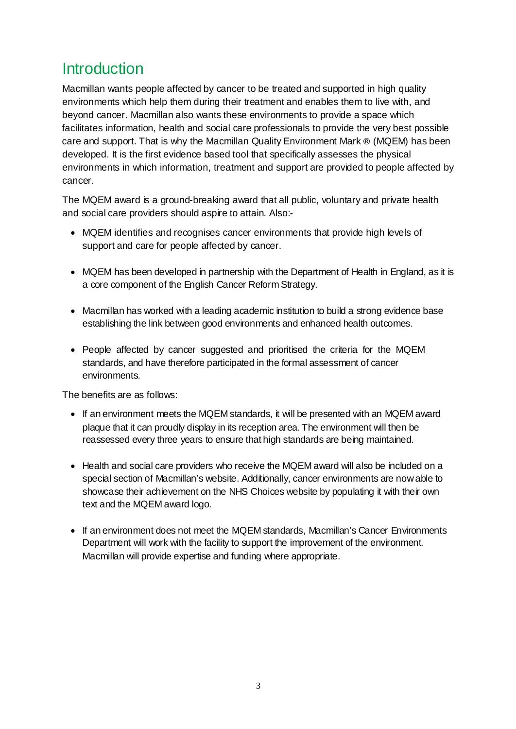# Introduction

Macmillan wants people affected by cancer to be treated and supported in high quality environments which help them during their treatment and enables them to live with, and beyond cancer. Macmillan also wants these environments to provide a space which facilitates information, health and social care professionals to provide the very best possible care and support. That is why the Macmillan Quality Environment Mark ® (MQEM) has been developed. It is the first evidence based tool that specifically assesses the physical environments in which information, treatment and support are provided to people affected by cancer.

The MQEM award is a ground-breaking award that all public, voluntary and private health and social care providers should aspire to attain. Also:-

- MQEM identifies and recognises cancer environments that provide high levels of support and care for people affected by cancer.
- MQEM has been developed in partnership with the Department of Health in England, as it is a core component of the English Cancer Reform Strategy.
- Macmillan has worked with a leading academic institution to build a strong evidence base establishing the link between good environments and enhanced health outcomes.
- People affected by cancer suggested and prioritised the criteria for the MQEM standards, and have therefore participated in the formal assessment of cancer environments.

The benefits are as follows:

- If an environment meets the MQEM standards, it will be presented with an MQEM award plaque that it can proudly display in its reception area. The environment will then be reassessed every three years to ensure that high standards are being maintained.
- Health and social care providers who receive the MQEM award will also be included on a special section of Macmillan's website. Additionally, cancer environments are now able to showcase their achievement on the NHS Choices website by populating it with their own text and the MQEM award logo.
- If an environment does not meet the MQEM standards, Macmillan's Cancer Environments Department will work with the facility to support the improvement of the environment. Macmillan will provide expertise and funding where appropriate.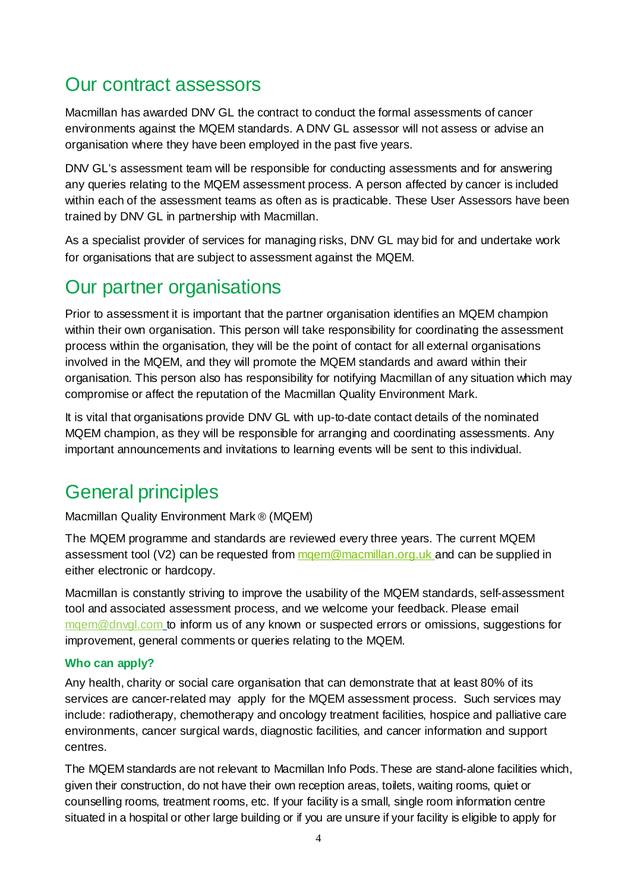## Our contract assessors

Macmillan has awarded DNV GL the contract to conduct the formal assessments of cancer environments against the MQEM standards. A DNV GL assessor will not assess or advise an organisation where they have been employed in the past five years.

DNV GL's assessment team will be responsible for conducting assessments and for answering any queries relating to the MQEM assessment process. A person affected by cancer is included within each of the assessment teams as often as is practicable. These User Assessors have been trained by DNV GL in partnership with Macmillan.

As a specialist provider of services for managing risks, DNV GL may bid for and undertake work for organisations that are subject to assessment against the MQEM.

## Our partner organisations

Prior to assessment it is important that the partner organisation identifies an MQEM champion within their own organisation. This person will take responsibility for coordinating the assessment process within the organisation, they will be the point of contact for all external organisations involved in the MQEM, and they will promote the MQEM standards and award within their organisation. This person also has responsibility for notifying Macmillan of any situation which may compromise or affect the reputation of the Macmillan Quality Environment Mark.

It is vital that organisations provide DNV GL with up-to-date contact details of the nominated MQEM champion, as they will be responsible for arranging and coordinating assessments. Any important announcements and invitations to learning events will be sent to this individual.

## General principles

Macmillan Quality Environment Mark ® (MQEM)

The MQEM programme and standards are reviewed every three years. The current MQEM assessment tool (V2) can be requested from mqem@macmillan.org.uk and can be supplied in either electronic or hardcopy.

Macmillan is constantly striving to improve the usability of the MQEM standards, self-assessment tool and associated assessment process, and we welcome your feedback. Please email mqem@dnvgl.com to inform us of any known or suspected errors or omissions, suggestions for improvement, general comments or queries relating to the MQEM.

### Who can apply?

Any health, charity or social care organisation that can demonstrate that at least 80% of its services are cancer-related may apply for the MQEM assessment process. Such services may include: radiotherapy, chemotherapy and oncology treatment facilities, hospice and palliative care environments, cancer surgical wards, diagnostic facilities, and cancer information and support centres.

The MQEM standards are not relevant to Macmillan Info Pods. These are stand-alone facilities which, given their construction, do not have their own reception areas, toilets, waiting rooms, quiet or counselling rooms, treatment rooms, etc. If your facility is a small, single room information centre situated in a hospital or other large building or if you are unsure if your facility is eligible to apply for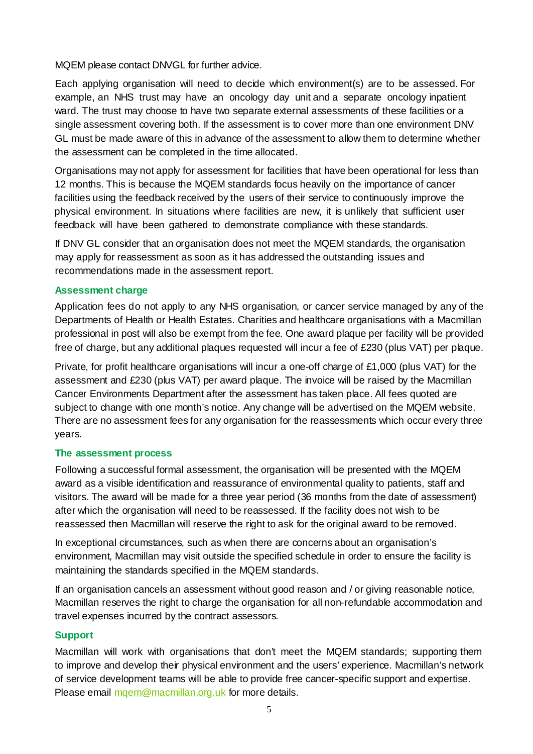MQEM please contact DNVGL for further advice.

Each applying organisation will need to decide which environment(s) are to be assessed. For example, an NHS trust may have an oncology day unit and a separate oncology inpatient ward. The trust may choose to have two separate external assessments of these facilities or a single assessment covering both. If the assessment is to cover more than one environment DNV GL must be made aware of this in advance of the assessment to allow them to determine whether the assessment can be completed in the time allocated.

Organisations may not apply for assessment for facilities that have been operational for less than 12 months. This is because the MQEM standards focus heavily on the importance of cancer facilities using the feedback received by the users of their service to continuously improve the physical environment. In situations where facilities are new, it is unlikely that sufficient user feedback will have been gathered to demonstrate compliance with these standards.

If DNV GL consider that an organisation does not meet the MQEM standards, the organisation may apply for reassessment as soon as it has addressed the outstanding issues and recommendations made in the assessment report.

### Assessment charge

Application fees do not apply to any NHS organisation, or cancer service managed by any of the Departments of Health or Health Estates. Charities and healthcare organisations with a Macmillan professional in post will also be exempt from the fee. One award plaque per facility will be provided free of charge, but any additional plaques requested will incur a fee of £230 (plus VAT) per plaque.

Private, for profit healthcare organisations will incur a one-off charge of £1,000 (plus VAT) for the assessment and £230 (plus VAT) per award plaque. The invoice will be raised by the Macmillan Cancer Environments Department after the assessment has taken place. All fees quoted are subject to change with one month's notice. Any change will be advertised on the MQEM website. There are no assessment fees for any organisation for the reassessments which occur every three years.

### The assessment process

Following a successful formal assessment, the organisation will be presented with the MQEM award as a visible identification and reassurance of environmental quality to patients, staff and visitors. The award will be made for a three year period (36 months from the date of assessment) after which the organisation will need to be reassessed. If the facility does not wish to be reassessed then Macmillan will reserve the right to ask for the original award to be removed.

In exceptional circumstances, such as when there are concerns about an organisation's environment, Macmillan may visit outside the specified schedule in order to ensure the facility is maintaining the standards specified in the MQEM standards.

If an organisation cancels an assessment without good reason and / or giving reasonable notice, Macmillan reserves the right to charge the organisation for all non-refundable accommodation and travel expenses incurred by the contract assessors.

### Support

Macmillan will work with organisations that don't meet the MQEM standards; supporting them to improve and develop their physical environment and the users' experience. Macmillan's network of service development teams will be able to provide free cancer-specific support and expertise. Please email [mqem@macmillan.org.uk](mailto:mqem@macmillan.org.uk) for more details.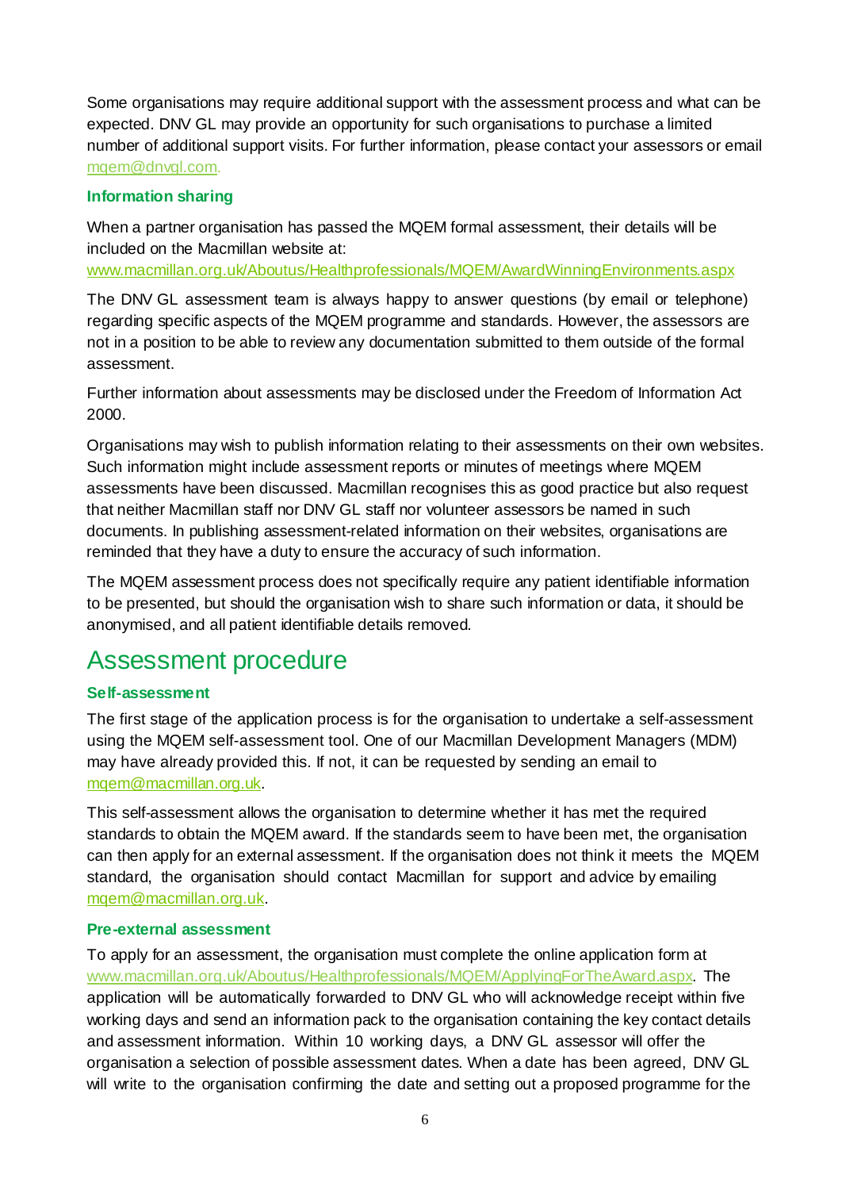Some organisations may require additional support with the assessment process and what can be expected. DNV GL may provide an opportunity for such organisations to purchase a limited number of additional support visits. For further information, please contact your assessors or email mqem@dnvgl.com.

### Information sharing

When a partner organisation has passed the MQEM formal assessment, their details will be included on the Macmillan website at:
www.macmillan.org.uk/Aboutus/Healthprofessionals/MQEM/AwardWinningEnvironments.aspx

The DNV GL assessment team is always happy to answer questions (by email or telephone) regarding specific aspects of the MQEM programme and standards. However, the assessors are not in a position to be able to review any documentation submitted to them outside of the formal assessment.

Further information about assessments may be disclosed under the Freedom of Information Act 2000.

Organisations may wish to publish information relating to their assessments on their own websites. Such information might include assessment reports or minutes of meetings where MQEM assessments have been discussed. Macmillan recognises this as good practice but also request that neither Macmillan staff nor DNV GL staff nor volunteer assessors be named in such documents. In publishing assessment-related information on their websites, organisations are reminded that they have a duty to ensure the accuracy of such information.

The MQEM assessment process does not specifically require any patient identifiable information to be presented, but should the organisation wish to share such information or data, it should be anonymised, and all patient identifiable details removed.

## Assessment procedure

### Self-assessment

The first stage of the application process is for the organisation to undertake a self-assessment using the MQEM self-assessment tool. One of our Macmillan Development Managers (MDM) may have already provided this. If not, it can be requested by sending an email to mqem@macmillan.org.uk.

This self-assessment allows the organisation to determine whether it has met the required standards to obtain the MQEM award. If the standards seem to have been met, the organisation can then apply for an external assessment. If the organisation does not think it meets the MQEM standard, the organisation should contact Macmillan for support and advice by emailing mqem@macmillan.org.uk.

### Pre-external assessment

To apply for an assessment, the organisation must complete the online application form at www.macmillan.org.uk/Aboutus/Healthprofessionals/MQEM/ApplyingForTheAward.aspx. The application will be automatically forwarded to DNV GL who will acknowledge receipt within five working days and send an information pack to the organisation containing the key contact details and assessment information. Within 10 working days, a DNV GL assessor will offer the organisation a selection of possible assessment dates. When a date has been agreed, DNV GL will write to the organisation confirming the date and setting out a proposed programme for the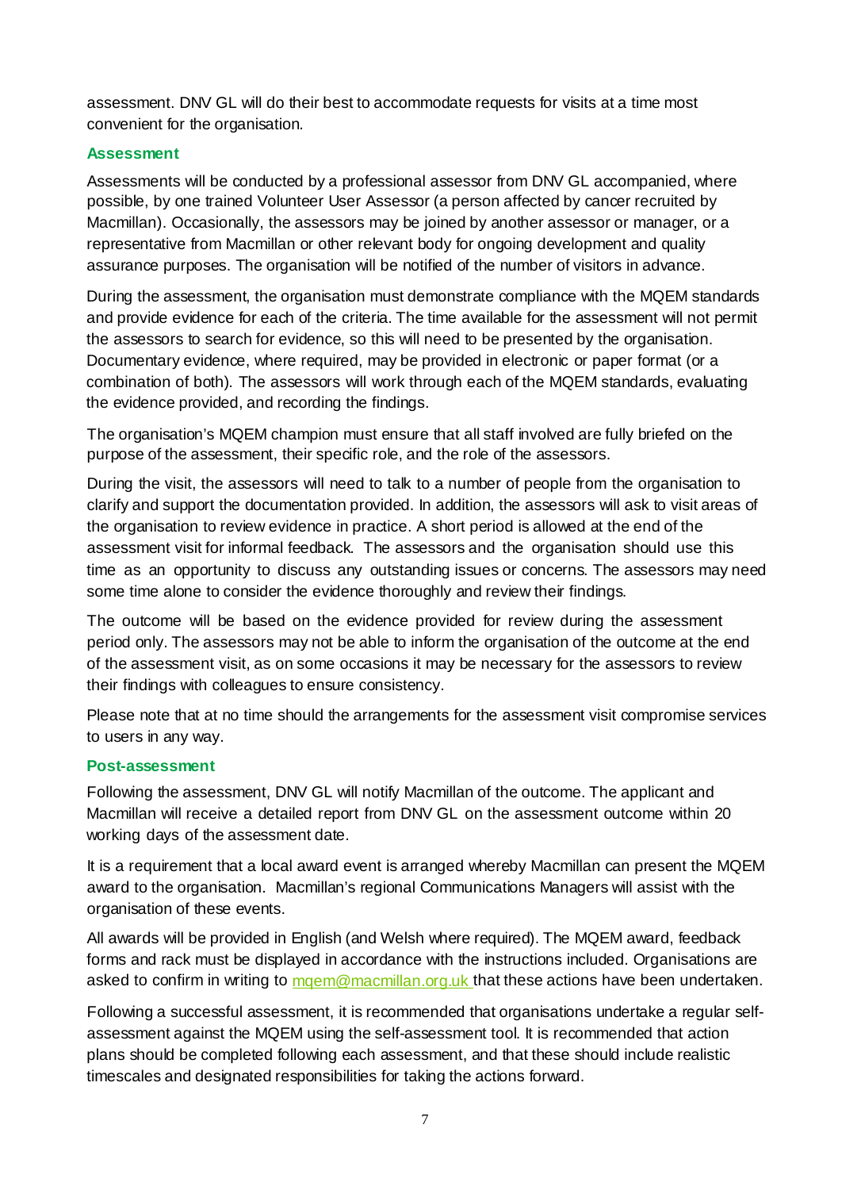assessment. DNV GL will do their best to accommodate requests for visits at a time most convenient for the organisation.

### Assessment

Assessments will be conducted by a professional assessor from DNV GL accompanied, where possible, by one trained Volunteer User Assessor (a person affected by cancer recruited by Macmillan). Occasionally, the assessors may be joined by another assessor or manager, or a representative from Macmillan or other relevant body for ongoing development and quality assurance purposes. The organisation will be notified of the number of visitors in advance.

During the assessment, the organisation must demonstrate compliance with the MQEM standards and provide evidence for each of the criteria. The time available for the assessment will not permit the assessors to search for evidence, so this will need to be presented by the organisation. Documentary evidence, where required, may be provided in electronic or paper format (or a combination of both). The assessors will work through each of the MQEM standards, evaluating the evidence provided, and recording the findings.

The organisation's MQEM champion must ensure that all staff involved are fully briefed on the purpose of the assessment, their specific role, and the role of the assessors.

During the visit, the assessors will need to talk to a number of people from the organisation to clarify and support the documentation provided. In addition, the assessors will ask to visit areas of the organisation to review evidence in practice. A short period is allowed at the end of the assessment visit for informal feedback. The assessors and the organisation should use this time as an opportunity to discuss any outstanding issues or concerns. The assessors may need some time alone to consider the evidence thoroughly and review their findings.

The outcome will be based on the evidence provided for review during the assessment period only. The assessors may not be able to inform the organisation of the outcome at the end of the assessment visit, as on some occasions it may be necessary for the assessors to review their findings with colleagues to ensure consistency.

Please note that at no time should the arrangements for the assessment visit compromise services to users in any way.

### Post-assessment

Following the assessment, DNV GL will notify Macmillan of the outcome. The applicant and Macmillan will receive a detailed report from DNV GL on the assessment outcome within 20 working days of the assessment date.

It is a requirement that a local award event is arranged whereby Macmillan can present the MQEM award to the organisation. Macmillan's regional Communications Managers will assist with the organisation of these events.

All awards will be provided in English (and Welsh where required). The MQEM award, feedback forms and rack must be displayed in accordance with the instructions included. Organisations are asked to confirm in writing to mqem@macmillan.org.uk that these actions have been undertaken.

Following a successful assessment, it is recommended that organisations undertake a regular self-assessment against the MQEM using the self-assessment tool. It is recommended that action plans should be completed following each assessment, and that these should include realistic timescales and designated responsibilities for taking the actions forward.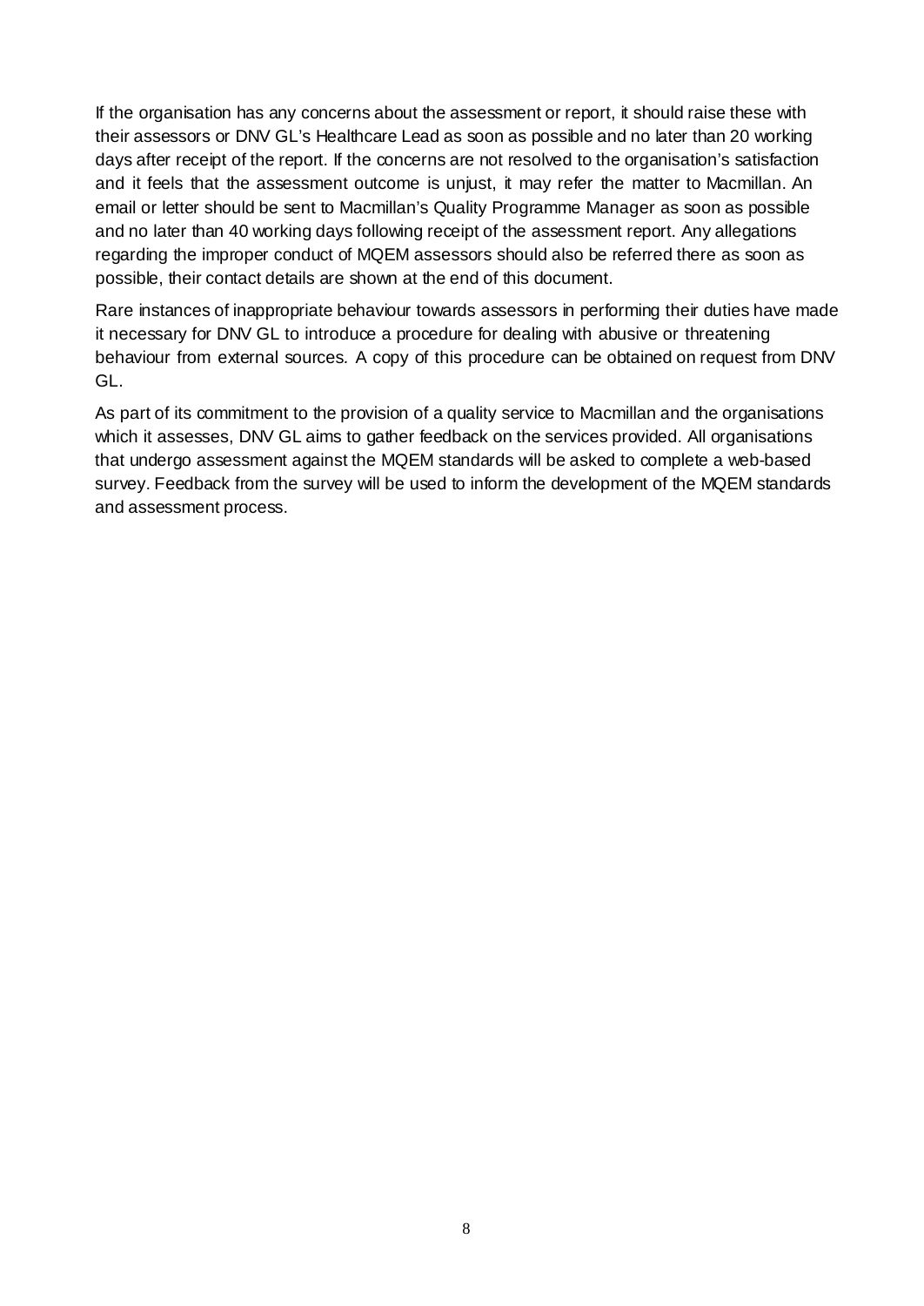If the organisation has any concerns about the assessment or report, it should raise these with their assessors or DNV GL's Healthcare Lead as soon as possible and no later than 20 working days after receipt of the report. If the concerns are not resolved to the organisation's satisfaction and it feels that the assessment outcome is unjust, it may refer the matter to Macmillan. An email or letter should be sent to Macmillan's Quality Programme Manager as soon as possible and no later than 40 working days following receipt of the assessment report. Any allegations regarding the improper conduct of MQEM assessors should also be referred there as soon as possible, their contact details are shown at the end of this document.

Rare instances of inappropriate behaviour towards assessors in performing their duties have made it necessary for DNV GL to introduce a procedure for dealing with abusive or threatening behaviour from external sources. A copy of this procedure can be obtained on request from DNV GL.

As part of its commitment to the provision of a quality service to Macmillan and the organisations which it assesses, DNV GL aims to gather feedback on the services provided. All organisations that undergo assessment against the MQEM standards will be asked to complete a web-based survey. Feedback from the survey will be used to inform the development of the MQEM standards and assessment process.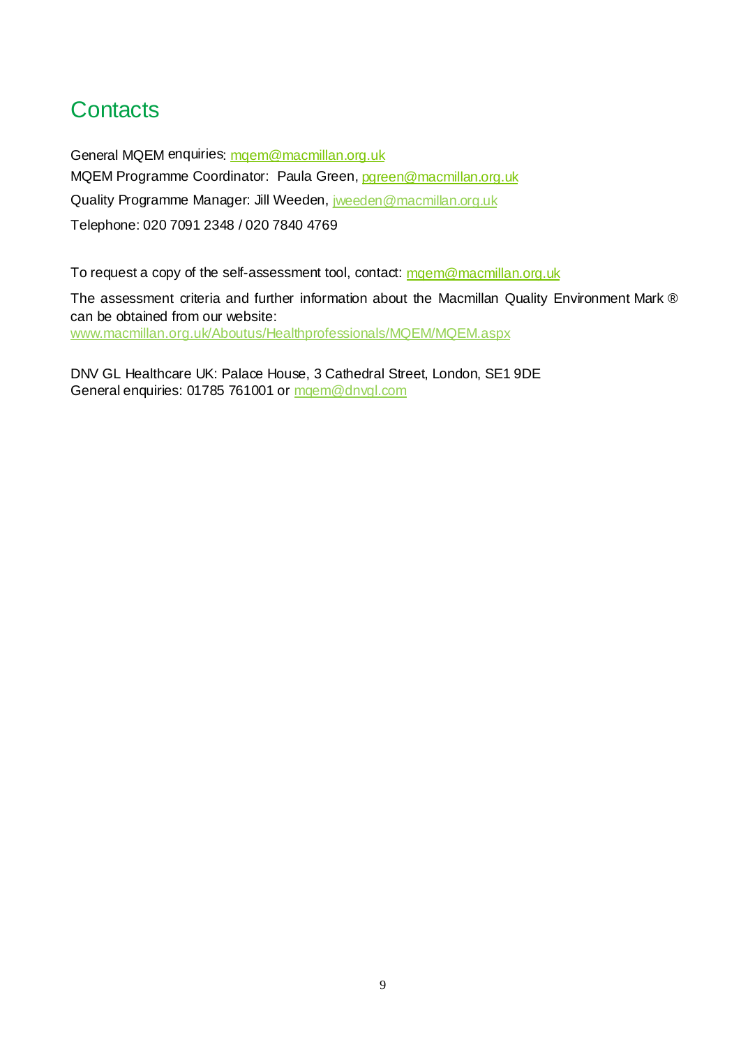## Contacts

General MQEM enquiries: mqem@macmillan.org.uk

MQEM Programme Coordinator: Paula Green, pgreen@macmillan.org.uk

Quality Programme Manager: Jill Weeden, jweeden@macmillan.org.uk

Telephone: 020 7091 2348 / 020 7840 4769

To request a copy of the self-assessment tool, contact: mqem@macmillan.org.uk

The assessment criteria and further information about the Macmillan Quality Environment Mark ® can be obtained from our website:
www.macmillan.org.uk/Aboutus/Healthprofessionals/MQEM/MQEM.aspx

DNV GL Healthcare UK: Palace House, 3 Cathedral Street, London, SE1 9DE
General enquiries: 01785 761001 or mqem@dnvgl.com